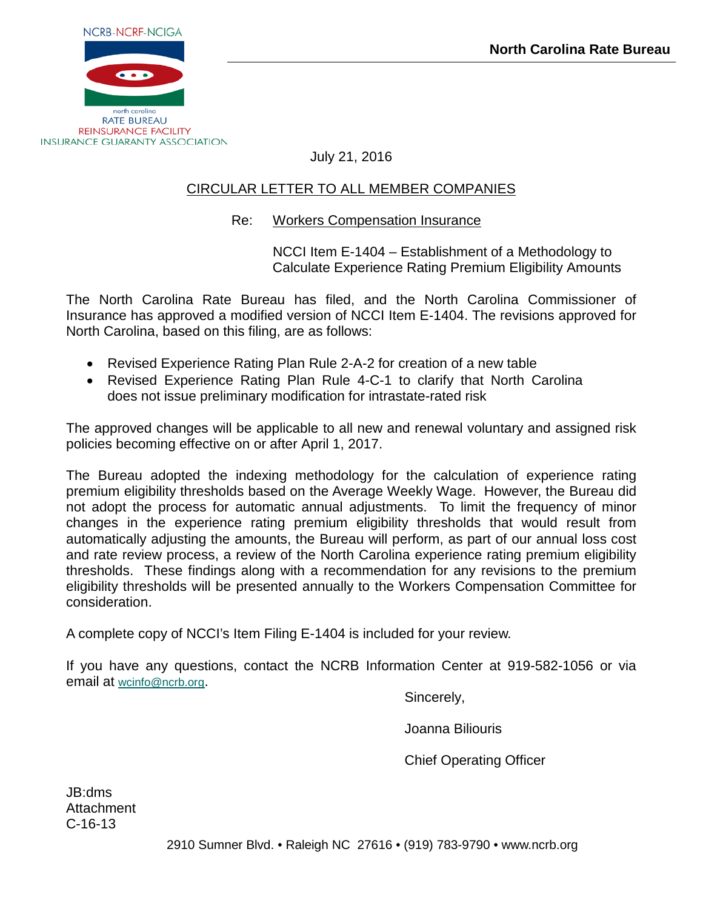NCRB-NCRF-NCIGA

north carolina
RATE BUREAU
REINSURANCE FACILITY
INSURANCE GUARANTY ASSOCIATION

**North Carolina Rate Bureau**

July 21, 2016

CIRCULAR LETTER TO ALL MEMBER COMPANIES

Re: Workers Compensation Insurance

NCCI Item E-1404 – Establishment of a Methodology to Calculate Experience Rating Premium Eligibility Amounts

The North Carolina Rate Bureau has filed, and the North Carolina Commissioner of Insurance has approved a modified version of NCCI Item E-1404. The revisions approved for North Carolina, based on this filing, are as follows:

- Revised Experience Rating Plan Rule 2-A-2 for creation of a new table
- Revised Experience Rating Plan Rule 4-C-1 to clarify that North Carolina does not issue preliminary modification for intrastate-rated risk

The approved changes will be applicable to all new and renewal voluntary and assigned risk policies becoming effective on or after April 1, 2017.

The Bureau adopted the indexing methodology for the calculation of experience rating premium eligibility thresholds based on the Average Weekly Wage. However, the Bureau did not adopt the process for automatic annual adjustments. To limit the frequency of minor changes in the experience rating premium eligibility thresholds that would result from automatically adjusting the amounts, the Bureau will perform, as part of our annual loss cost and rate review process, a review of the North Carolina experience rating premium eligibility thresholds. These findings along with a recommendation for any revisions to the premium eligibility thresholds will be presented annually to the Workers Compensation Committee for consideration.

A complete copy of NCCI's Item Filing E-1404 is included for your review.

If you have any questions, contact the NCRB Information Center at 919-582-1056 or via email at wcinfo@ncrb.org.

Sincerely,

Joanna Biliouris

Chief Operating Officer

JB:dms
Attachment
C-16-13

2910 Sumner Blvd. • Raleigh NC 27616 • (919) 783-9790 • www.ncrb.org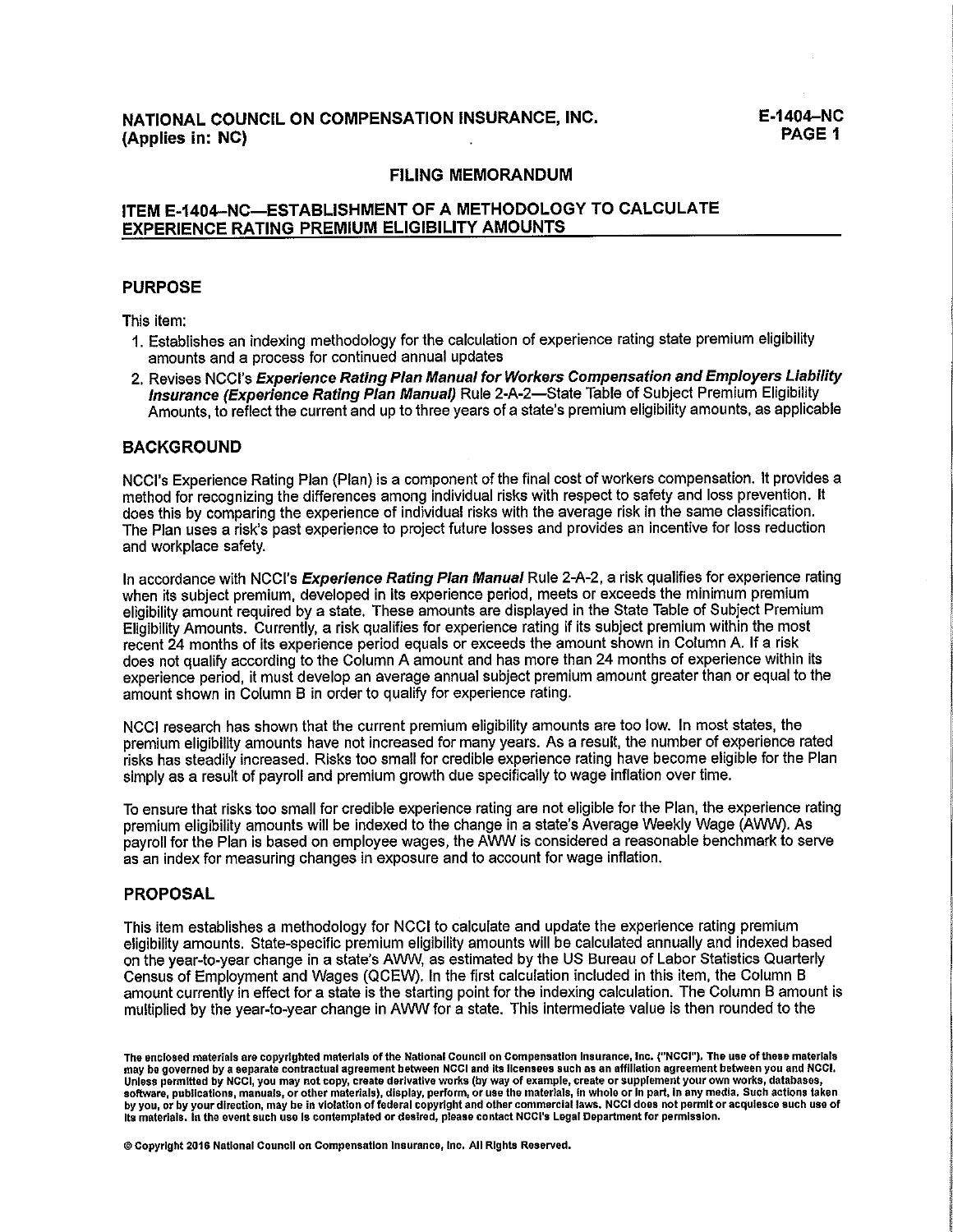**NATIONAL COUNCIL ON COMPENSATION INSURANCE, INC.**
**(Applies in: NC)**

**E-1404–NC**

## FILING MEMORANDUM

## ITEM E-1404–NC—ESTABLISHMENT OF A METHODOLOGY TO CALCULATE EXPERIENCE RATING PREMIUM ELIGIBILITY AMOUNTS

### PURPOSE

This item:

1. Establishes an indexing methodology for the calculation of experience rating state premium eligibility amounts and a process for continued annual updates
2. Revises NCCI's ***Experience Rating Plan Manual for Workers Compensation and Employers Liability Insurance (Experience Rating Plan Manual)*** Rule 2-A-2—State Table of Subject Premium Eligibility Amounts, to reflect the current and up to three years of a state's premium eligibility amounts, as applicable

### BACKGROUND

NCCI's Experience Rating Plan (Plan) is a component of the final cost of workers compensation. It provides a method for recognizing the differences among individual risks with respect to safety and loss prevention. It does this by comparing the experience of individual risks with the average risk in the same classification. The Plan uses a risk's past experience to project future losses and provides an incentive for loss reduction and workplace safety.

In accordance with NCCI's ***Experience Rating Plan Manual*** Rule 2-A-2, a risk qualifies for experience rating when its subject premium, developed in its experience period, meets or exceeds the minimum premium eligibility amount required by a state. These amounts are displayed in the State Table of Subject Premium Eligibility Amounts. Currently, a risk qualifies for experience rating if its subject premium within the most recent 24 months of its experience period equals or exceeds the amount shown in Column A. If a risk does not qualify according to the Column A amount and has more than 24 months of experience within its experience period, it must develop an average annual subject premium amount greater than or equal to the amount shown in Column B in order to qualify for experience rating.

NCCI research has shown that the current premium eligibility amounts are too low. In most states, the premium eligibility amounts have not increased for many years. As a result, the number of experience rated risks has steadily increased. Risks too small for credible experience rating have become eligible for the Plan simply as a result of payroll and premium growth due specifically to wage inflation over time.

To ensure that risks too small for credible experience rating are not eligible for the Plan, the experience rating premium eligibility amounts will be indexed to the change in a state's Average Weekly Wage (AWW). As payroll for the Plan is based on employee wages, the AWW is considered a reasonable benchmark to serve as an index for measuring changes in exposure and to account for wage inflation.

### PROPOSAL

This item establishes a methodology for NCCI to calculate and update the experience rating premium eligibility amounts. State-specific premium eligibility amounts will be calculated annually and indexed based on the year-to-year change in a state's AWW, as estimated by the US Bureau of Labor Statistics Quarterly Census of Employment and Wages (QCEW). In the first calculation included in this item, the Column B amount currently in effect for a state is the starting point for the indexing calculation. The Column B amount is multiplied by the year-to-year change in AWW for a state. This intermediate value is then rounded to the

The enclosed materials are copyrighted materials of the National Council on Compensation Insurance, Inc. ("NCCI"). The use of these materials may be governed by a separate contractual agreement between NCCI and its licensees such as an affiliation agreement between you and NCCI. Unless permitted by NCCI, you may not copy, create derivative works (by way of example, create or supplement your own works, databases, software, publications, manuals, or other materials), display, perform, or use the materials, in whole or in part, in any media. Such actions taken by you, or by your direction, may be in violation of federal copyright and other commercial laws. NCCI does not permit or acquiesce such use of its materials. In the event such use is contemplated or desired, please contact NCCI's Legal Department for permission.

© Copyright 2016 National Council on Compensation Insurance, Inc. All Rights Reserved.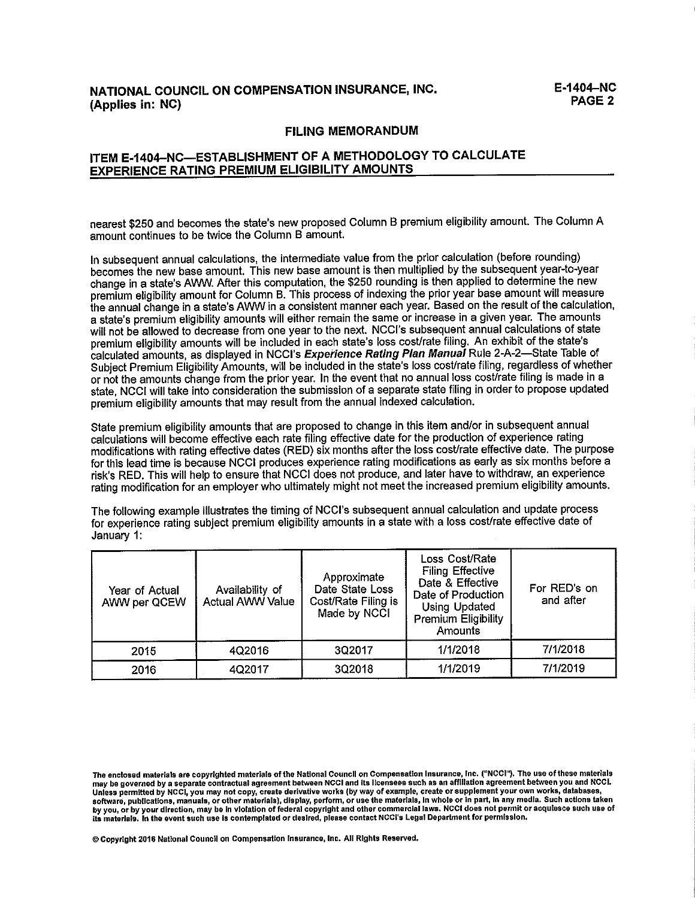# FILING MEMORANDUM

## ITEM E-1404–NC—ESTABLISHMENT OF A METHODOLOGY TO CALCULATE EXPERIENCE RATING PREMIUM ELIGIBILITY AMOUNTS

nearest $250 and becomes the state's new proposed Column B premium eligibility amount. The Column A amount continues to be twice the Column B amount.

In subsequent annual calculations, the intermediate value from the prior calculation (before rounding) becomes the new base amount. This new base amount is then multiplied by the subsequent year-to-year change in a state's AWW. After this computation, the $250 rounding is then applied to determine the new premium eligibility amount for Column B. This process of indexing the prior year base amount will measure the annual change in a state's AWW in a consistent manner each year. Based on the result of the calculation, a state's premium eligibility amounts will either remain the same or increase in a given year. The amounts will not be allowed to decrease from one year to the next. NCCI's subsequent annual calculations of state premium eligibility amounts will be included in each state's loss cost/rate filing. An exhibit of the state's calculated amounts, as displayed in NCCI's ***Experience Rating Plan Manual*** Rule 2-A-2—State Table of Subject Premium Eligibility Amounts, will be included in the state's loss cost/rate filing, regardless of whether or not the amounts change from the prior year. In the event that no annual loss cost/rate filing is made in a state, NCCI will take into consideration the submission of a separate state filing in order to propose updated premium eligibility amounts that may result from the annual indexed calculation.

State premium eligibility amounts that are proposed to change in this item and/or in subsequent annual calculations will become effective each rate filing effective date for the production of experience rating modifications with rating effective dates (RED) six months after the loss cost/rate effective date. The purpose for this lead time is because NCCI produces experience rating modifications as early as six months before a risk's RED. This will help to ensure that NCCI does not produce, and later have to withdraw, an experience rating modification for an employer who ultimately might not meet the increased premium eligibility amounts.

The following example illustrates the timing of NCCI's subsequent annual calculation and update process for experience rating subject premium eligibility amounts in a state with a loss cost/rate effective date of January 1:

| Year of Actual AWW per QCEW | Availability of Actual AWW Value | Approximate Date State Loss Cost/Rate Filing is Made by NCCI | Loss Cost/Rate Filing Effective Date & Effective Date of Production Using Updated Premium Eligibility Amounts | For RED's on and after |
|---|---|---|---|---|
| 2015 | 4Q2016 | 3Q2017 | 1/1/2018 | 7/1/2018 |
| 2016 | 4Q2017 | 3Q2018 | 1/1/2019 | 7/1/2019 |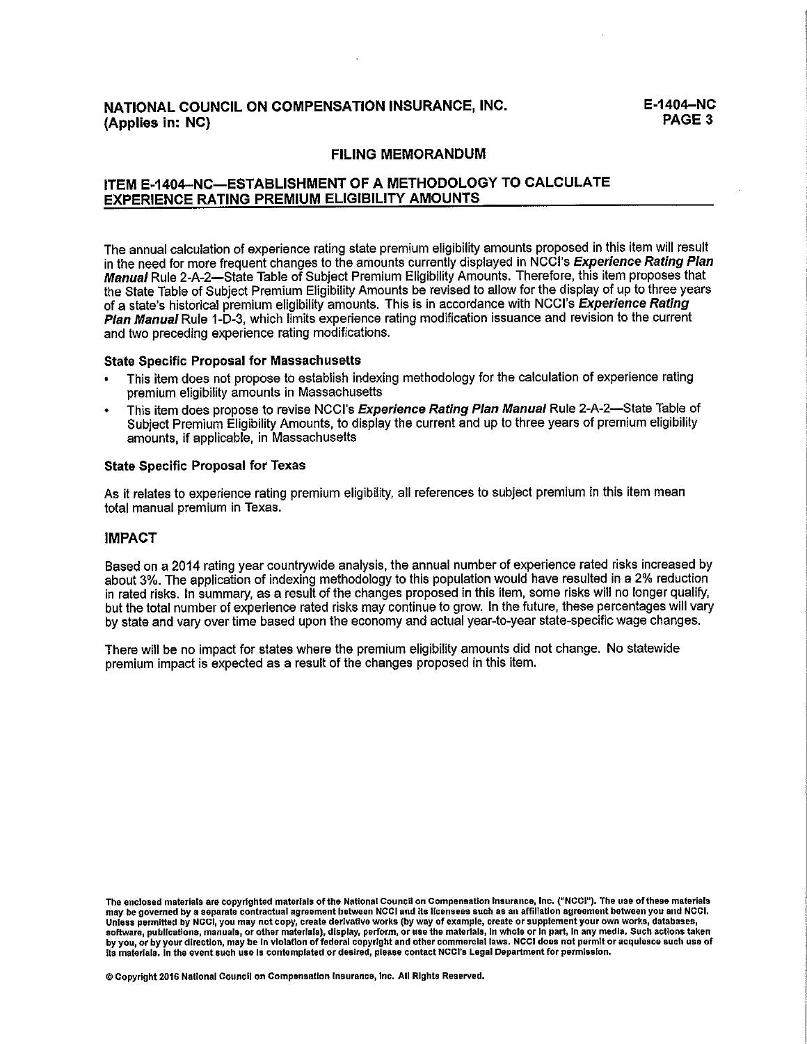## FILING MEMORANDUM

## ITEM E-1404-NC—ESTABLISHMENT OF A METHODOLOGY TO CALCULATE EXPERIENCE RATING PREMIUM ELIGIBILITY AMOUNTS

The annual calculation of experience rating state premium eligibility amounts proposed in this item will result in the need for more frequent changes to the amounts currently displayed in NCCI's ***Experience Rating Plan Manual*** Rule 2-A-2—State Table of Subject Premium Eligibility Amounts. Therefore, this item proposes that the State Table of Subject Premium Eligibility Amounts be revised to allow for the display of up to three years of a state's historical premium eligibility amounts. This is in accordance with NCCI's ***Experience Rating Plan Manual*** Rule 1-D-3, which limits experience rating modification issuance and revision to the current and two preceding experience rating modifications.

**State Specific Proposal for Massachusetts**

- This item does not propose to establish indexing methodology for the calculation of experience rating premium eligibility amounts in Massachusetts
- This item does propose to revise NCCI's ***Experience Rating Plan Manual*** Rule 2-A-2—State Table of Subject Premium Eligibility Amounts, to display the current and up to three years of premium eligibility amounts, if applicable, in Massachusetts

**State Specific Proposal for Texas**

As it relates to experience rating premium eligibility, all references to subject premium in this item mean total manual premium in Texas.

### IMPACT

Based on a 2014 rating year countrywide analysis, the annual number of experience rated risks increased by about 3%. The application of indexing methodology to this population would have resulted in a 2% reduction in rated risks. In summary, as a result of the changes proposed in this item, some risks will no longer qualify, but the total number of experience rated risks may continue to grow. In the future, these percentages will vary by state and vary over time based upon the economy and actual year-to-year state-specific wage changes.

There will be no impact for states where the premium eligibility amounts did not change. No statewide premium impact is expected as a result of the changes proposed in this item.

**The enclosed materials are copyrighted materials of the National Council on Compensation Insurance, Inc. ("NCCI"). The use of these materials may be governed by a separate contractual agreement between NCCI and its licensees such as an affiliation agreement between you and NCCI. Unless permitted by NCCI, you may not copy, create derivative works (by way of example, create or supplement your own works, databases, software, publications, manuals, or other materials), display, perform, or use the materials, in whole or in part, in any media. Such actions taken by you, or by your direction, may be in violation of federal copyright and other commercial laws. NCCI does not permit or acquiesce such use of its materials. In the event such use is contemplated or desired, please contact NCCI's Legal Department for permission.**

**© Copyright 2016 National Council on Compensation Insurance, Inc. All Rights Reserved.**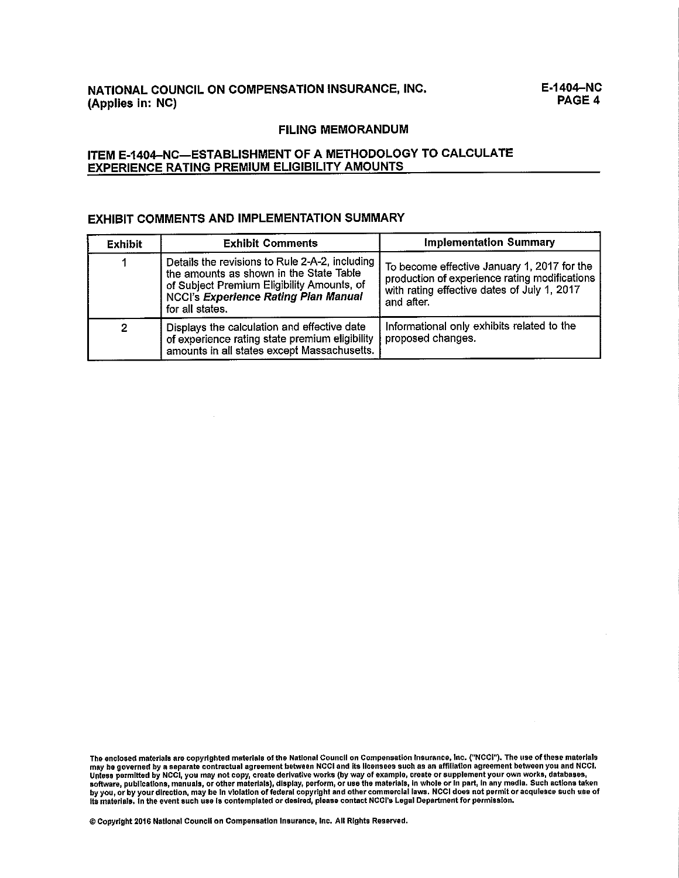**NATIONAL COUNCIL ON COMPENSATION INSURANCE, INC.**
**(Applies in: NC)**

## FILING MEMORANDUM

## ITEM E-1404–NC—ESTABLISHMENT OF A METHODOLOGY TO CALCULATE EXPERIENCE RATING PREMIUM ELIGIBILITY AMOUNTS

### EXHIBIT COMMENTS AND IMPLEMENTATION SUMMARY

| Exhibit | Exhibit Comments | Implementation Summary |
|---|---|---|
| 1 | Details the revisions to Rule 2-A-2, including the amounts as shown in the State Table of Subject Premium Eligibility Amounts, of NCCI's ***Experience Rating Plan Manual*** for all states. | To become effective January 1, 2017 for the production of experience rating modifications with rating effective dates of July 1, 2017 and after. |
| 2 | Displays the calculation and effective date of experience rating state premium eligibility amounts in all states except Massachusetts. | Informational only exhibits related to the proposed changes. |

**The enclosed materials are copyrighted materials of the National Council on Compensation Insurance, Inc. ("NCCI"). The use of these materials may be governed by a separate contractual agreement between NCCI and its licensees such as an affiliation agreement between you and NCCI. Unless permitted by NCCI, you may not copy, create derivative works (by way of example, create or supplement your own works, databases, software, publications, manuals, or other materials), display, perform, or use the materials, in whole or in part, in any media. Such actions taken by you, or by your direction, may be in violation of federal copyright and other commercial laws. NCCI does not permit or acquiesce such use of its materials. In the event such use is contemplated or desired, please contact NCCI's Legal Department for permission.**

**© Copyright 2016 National Council on Compensation Insurance, Inc. All Rights Reserved.**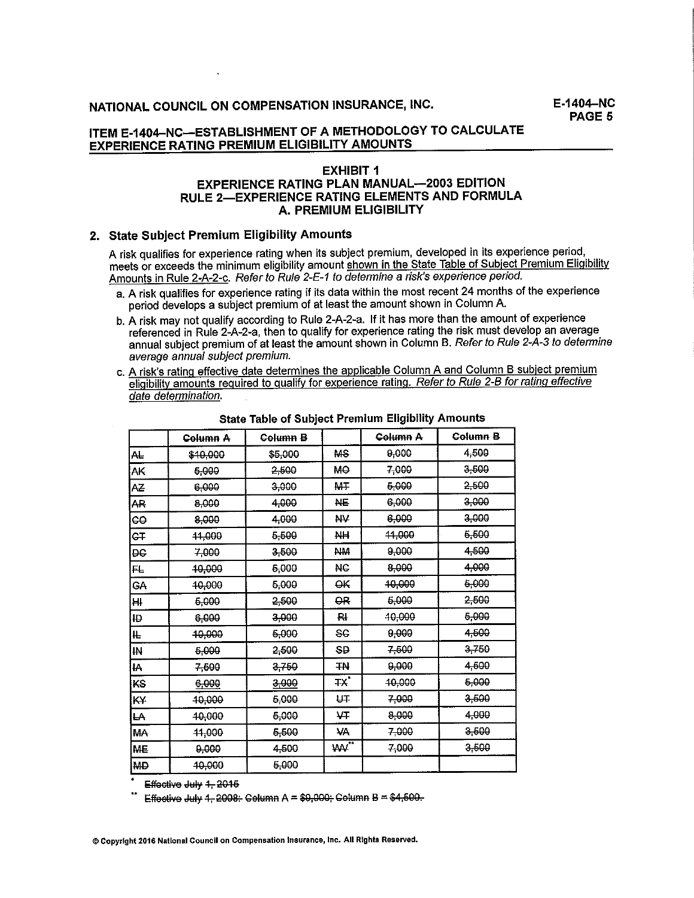### ITEM E-1404-NC—ESTABLISHMENT OF A METHODOLOGY TO CALCULATE EXPERIENCE RATING PREMIUM ELIGIBILITY AMOUNTS

## EXHIBIT 1
## EXPERIENCE RATING PLAN MANUAL—2003 EDITION
## RULE 2—EXPERIENCE RATING ELEMENTS AND FORMULA
## A. PREMIUM ELIGIBILITY

### 2. State Subject Premium Eligibility Amounts

A risk qualifies for experience rating when its subject premium, developed in its experience period, meets or exceeds the minimum eligibility amount shown in the State Table of Subject Premium Eligibility Amounts in Rule 2-A-2-c. *Refer to Rule 2-E-1 to determine a risk's experience period.*

a. A risk qualifies for experience rating if its data within the most recent 24 months of the experience period develops a subject premium of at least the amount shown in Column A.

b. A risk may not qualify according to Rule 2-A-2-a. If it has more than the amount of experience referenced in Rule 2-A-2-a, then to qualify for experience rating the risk must develop an average annual subject premium of at least the amount shown in Column B. *Refer to Rule 2-A-3 to determine average annual subject premium.*

c. A risk's rating effective date determines the applicable Column A and Column B subject premium eligibility amounts required to qualify for experience rating. *Refer to Rule 2-B for rating effective date determination.*

**State Table of Subject Premium Eligibility Amounts**

| | ~~Column A~~ | ~~Column B~~ | | ~~Column A~~ | ~~Column B~~ |
|---|---|---|---|---|---|
| ~~AL~~ | ~~$10,000~~ | ~~$5,000~~ | ~~MS~~ | ~~9,000~~ | ~~4,500~~ |
| ~~AK~~ | ~~5,000~~ | ~~2,500~~ | ~~MO~~ | ~~7,000~~ | ~~3,500~~ |
| ~~AZ~~ | ~~6,000~~ | ~~3,000~~ | ~~MT~~ | ~~5,000~~ | ~~2,500~~ |
| ~~AR~~ | ~~8,000~~ | ~~4,000~~ | ~~NE~~ | ~~6,000~~ | ~~3,000~~ |
| ~~CO~~ | ~~8,000~~ | ~~4,000~~ | ~~NV~~ | ~~6,000~~ | ~~3,000~~ |
| ~~CT~~ | ~~11,000~~ | ~~5,500~~ | ~~NH~~ | ~~11,000~~ | ~~5,500~~ |
| ~~DC~~ | ~~7,000~~ | ~~3,500~~ | ~~NM~~ | ~~9,000~~ | ~~4,500~~ |
| ~~FL~~ | ~~10,000~~ | ~~5,000~~ | ~~NC~~ | ~~8,000~~ | ~~4,000~~ |
| ~~GA~~ | ~~10,000~~ | ~~5,000~~ | ~~OK~~ | ~~10,000~~ | ~~5,000~~ |
| ~~HI~~ | ~~5,000~~ | ~~2,500~~ | ~~OR~~ | ~~5,000~~ | ~~2,500~~ |
| ~~ID~~ | ~~6,000~~ | ~~3,000~~ | ~~RI~~ | ~~10,000~~ | ~~5,000~~ |
| ~~IL~~ | ~~10,000~~ | ~~5,000~~ | ~~SC~~ | ~~9,000~~ | ~~4,500~~ |
| ~~IN~~ | ~~5,000~~ | ~~2,500~~ | ~~SD~~ | ~~7,500~~ | ~~3,750~~ |
| ~~IA~~ | ~~7,500~~ | ~~3,750~~ | ~~TN~~ | ~~9,000~~ | ~~4,500~~ |
| ~~KS~~ | ~~6,000~~ | ~~3,000~~ | ~~TX~~* | ~~10,000~~ | ~~5,000~~ |
| ~~KY~~ | ~~10,000~~ | ~~5,000~~ | ~~UT~~ | ~~7,000~~ | ~~3,500~~ |
| ~~LA~~ | ~~10,000~~ | ~~5,000~~ | ~~VT~~ | ~~8,000~~ | ~~4,000~~ |
| ~~MA~~ | ~~11,000~~ | ~~5,500~~ | ~~VA~~ | ~~7,000~~ | ~~3,500~~ |
| ~~ME~~ | ~~9,000~~ | ~~4,500~~ | ~~WV~~** | ~~7,000~~ | ~~3,500~~ |
| ~~MD~~ | ~~10,000~~ | ~~5,000~~ | | | |

\* ~~Effective July 1, 2015~~

\*\* ~~Effective July 1, 2008: Column A = $9,000; Column B = $4,500.~~

© Copyright 2016 National Council on Compensation Insurance, Inc. All Rights Reserved.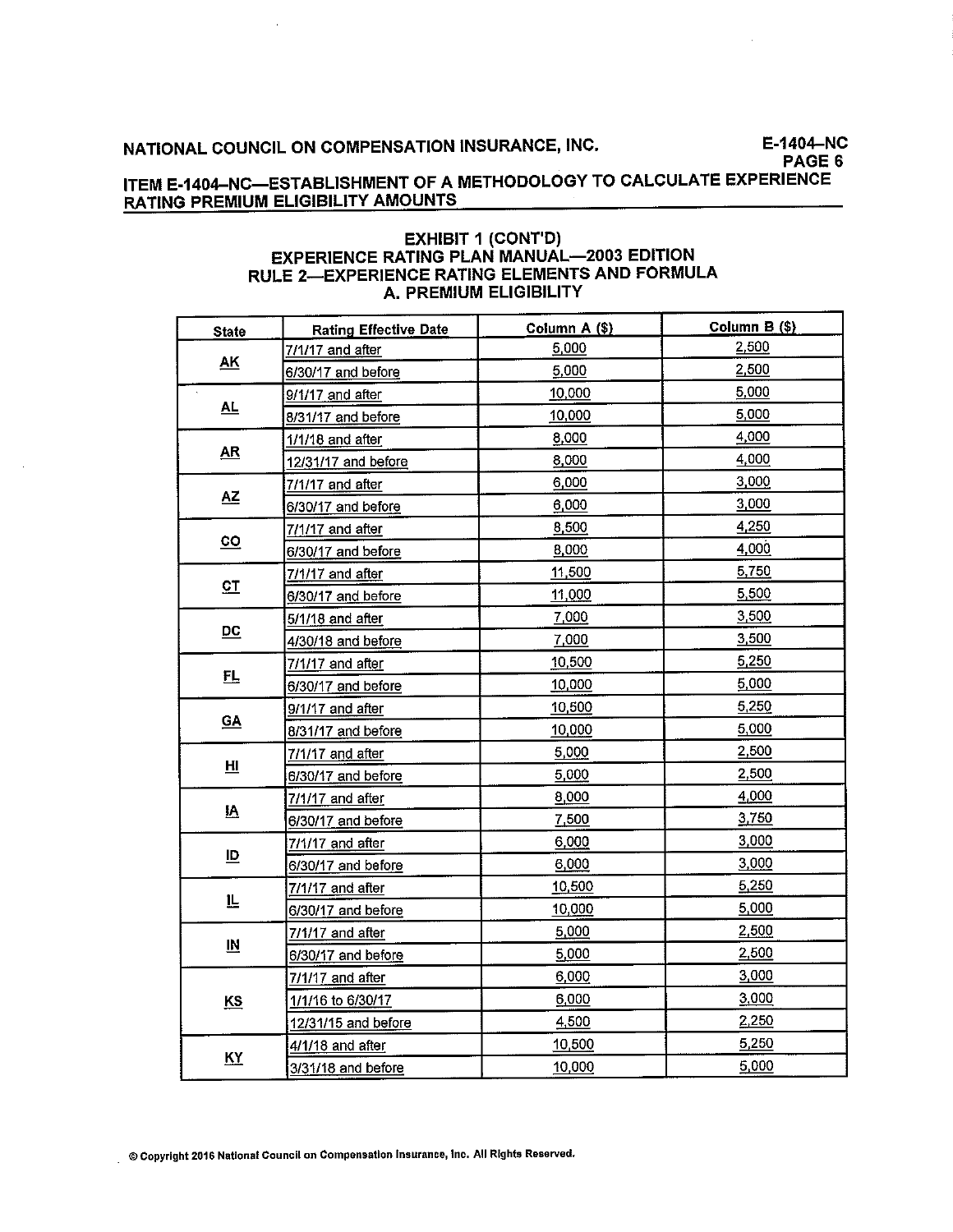**NATIONAL COUNCIL ON COMPENSATION INSURANCE, INC.**

**E-1404–NC**
**PAGE 6**

## ITEM E-1404–NC—ESTABLISHMENT OF A METHODOLOGY TO CALCULATE EXPERIENCE RATING PREMIUM ELIGIBILITY AMOUNTS

### EXHIBIT 1 (CONT'D)
### EXPERIENCE RATING PLAN MANUAL—2003 EDITION
### RULE 2—EXPERIENCE RATING ELEMENTS AND FORMULA
### A. PREMIUM ELIGIBILITY

| State | Rating Effective Date | Column A ($) | Column B ($) |
|---|---|---|---|
| AK | 7/1/17 and after | 5,000 | 2,500 |
| | 6/30/17 and before | 5,000 | 2,500 |
| AL | 9/1/17 and after | 10,000 | 5,000 |
| | 8/31/17 and before | 10,000 | 5,000 |
| AR | 1/1/18 and after | 8,000 | 4,000 |
| | 12/31/17 and before | 8,000 | 4,000 |
| AZ | 7/1/17 and after | 6,000 | 3,000 |
| | 6/30/17 and before | 6,000 | 3,000 |
| CO | 7/1/17 and after | 8,500 | 4,250 |
| | 6/30/17 and before | 8,000 | 4,000 |
| CT | 7/1/17 and after | 11,500 | 5,750 |
| | 6/30/17 and before | 11,000 | 5,500 |
| DC | 5/1/18 and after | 7,000 | 3,500 |
| | 4/30/18 and before | 7,000 | 3,500 |
| FL | 7/1/17 and after | 10,500 | 5,250 |
| | 6/30/17 and before | 10,000 | 5,000 |
| GA | 9/1/17 and after | 10,500 | 5,250 |
| | 8/31/17 and before | 10,000 | 5,000 |
| HI | 7/1/17 and after | 5,000 | 2,500 |
| | 6/30/17 and before | 5,000 | 2,500 |
| IA | 7/1/17 and after | 8,000 | 4,000 |
| | 6/30/17 and before | 7,500 | 3,750 |
| ID | 7/1/17 and after | 6,000 | 3,000 |
| | 6/30/17 and before | 6,000 | 3,000 |
| IL | 7/1/17 and after | 10,500 | 5,250 |
| | 6/30/17 and before | 10,000 | 5,000 |
| IN | 7/1/17 and after | 5,000 | 2,500 |
| | 6/30/17 and before | 5,000 | 2,500 |
| KS | 7/1/17 and after | 6,000 | 3,000 |
| | 1/1/16 to 6/30/17 | 6,000 | 3,000 |
| | 12/31/15 and before | 4,500 | 2,250 |
| KY | 4/1/18 and after | 10,500 | 5,250 |
| | 3/31/18 and before | 10,000 | 5,000 |

© Copyright 2016 National Council on Compensation Insurance, Inc. All Rights Reserved.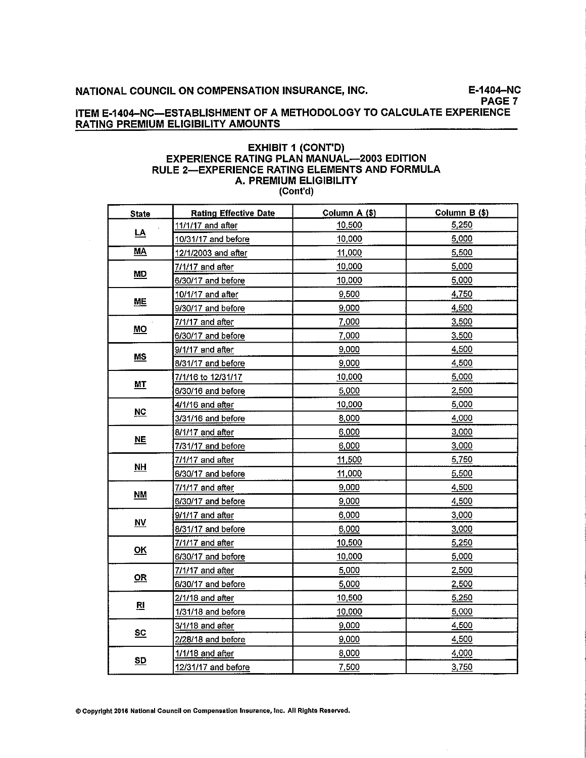## ITEM E-1404–NC—ESTABLISHMENT OF A METHODOLOGY TO CALCULATE EXPERIENCE RATING PREMIUM ELIGIBILITY AMOUNTS

### EXHIBIT 1 (CONT'D)
### EXPERIENCE RATING PLAN MANUAL—2003 EDITION
### RULE 2—EXPERIENCE RATING ELEMENTS AND FORMULA
### A. PREMIUM ELIGIBILITY
(Cont'd)

| State | Rating Effective Date | Column A ($) | Column B ($) |
|---|---|---|---|
| LA | 11/1/17 and after | 10,500 | 5,250 |
| | 10/31/17 and before | 10,000 | 5,000 |
| MA | 12/1/2003 and after | 11,000 | 5,500 |
| MD | 7/1/17 and after | 10,000 | 5,000 |
| | 6/30/17 and before | 10,000 | 5,000 |
| ME | 10/1/17 and after | 9,500 | 4,750 |
| | 9/30/17 and before | 9,000 | 4,500 |
| MO | 7/1/17 and after | 7,000 | 3,500 |
| | 6/30/17 and before | 7,000 | 3,500 |
| MS | 9/1/17 and after | 9,000 | 4,500 |
| | 8/31/17 and before | 9,000 | 4,500 |
| MT | 7/1/16 to 12/31/17 | 10,000 | 5,000 |
| | 6/30/16 and before | 5,000 | 2,500 |
| NC | 4/1/16 and after | 10,000 | 5,000 |
| | 3/31/16 and before | 8,000 | 4,000 |
| NE | 8/1/17 and after | 6,000 | 3,000 |
| | 7/31/17 and before | 6,000 | 3,000 |
| NH | 7/1/17 and after | 11,500 | 5,750 |
| | 6/30/17 and before | 11,000 | 5,500 |
| NM | 7/1/17 and after | 9,000 | 4,500 |
| | 6/30/17 and before | 9,000 | 4,500 |
| NV | 9/1/17 and after | 6,000 | 3,000 |
| | 8/31/17 and before | 6,000 | 3,000 |
| OK | 7/1/17 and after | 10,500 | 5,250 |
| | 6/30/17 and before | 10,000 | 5,000 |
| OR | 7/1/17 and after | 5,000 | 2,500 |
| | 6/30/17 and before | 5,000 | 2,500 |
| RI | 2/1/18 and after | 10,500 | 5,250 |
| | 1/31/18 and before | 10,000 | 5,000 |
| SC | 3/1/18 and after | 9,000 | 4,500 |
| | 2/28/18 and before | 9,000 | 4,500 |
| SD | 1/1/18 and after | 8,000 | 4,000 |
| | 12/31/17 and before | 7,500 | 3,750 |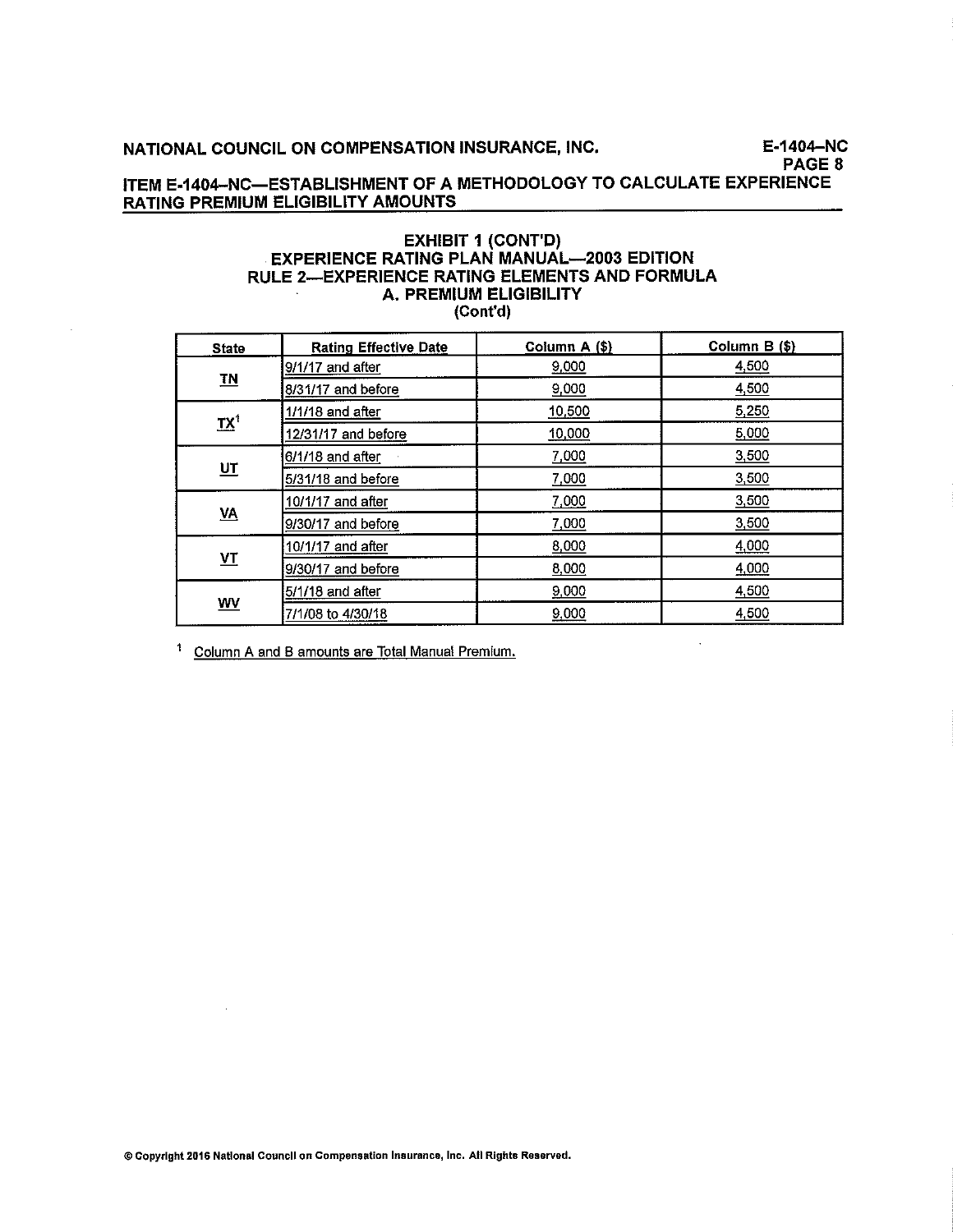## ITEM E-1404-NC—ESTABLISHMENT OF A METHODOLOGY TO CALCULATE EXPERIENCE RATING PREMIUM ELIGIBILITY AMOUNTS

### EXHIBIT 1 (CONT'D)
### EXPERIENCE RATING PLAN MANUAL—2003 EDITION
### RULE 2—EXPERIENCE RATING ELEMENTS AND FORMULA
### A. PREMIUM ELIGIBILITY
(Cont'd)

| State | Rating Effective Date | Column A ($) | Column B ($) |
|---|---|---|---|
| TN | 9/1/17 and after | 9,000 | 4,500 |
| | 8/31/17 and before | 9,000 | 4,500 |
| TX[1] | 1/1/18 and after | 10,500 | 5,250 |
| | 12/31/17 and before | 10,000 | 5,000 |
| UT | 6/1/18 and after | 7,000 | 3,500 |
| | 5/31/18 and before | 7,000 | 3,500 |
| VA | 10/1/17 and after | 7,000 | 3,500 |
| | 9/30/17 and before | 7,000 | 3,500 |
| VT | 10/1/17 and after | 8,000 | 4,000 |
| | 9/30/17 and before | 8,000 | 4,000 |
| WV | 5/1/18 and after | 9,000 | 4,500 |
| | 7/1/08 to 4/30/18 | 9,000 | 4,500 |

[1] Column A and B amounts are Total Manual Premium.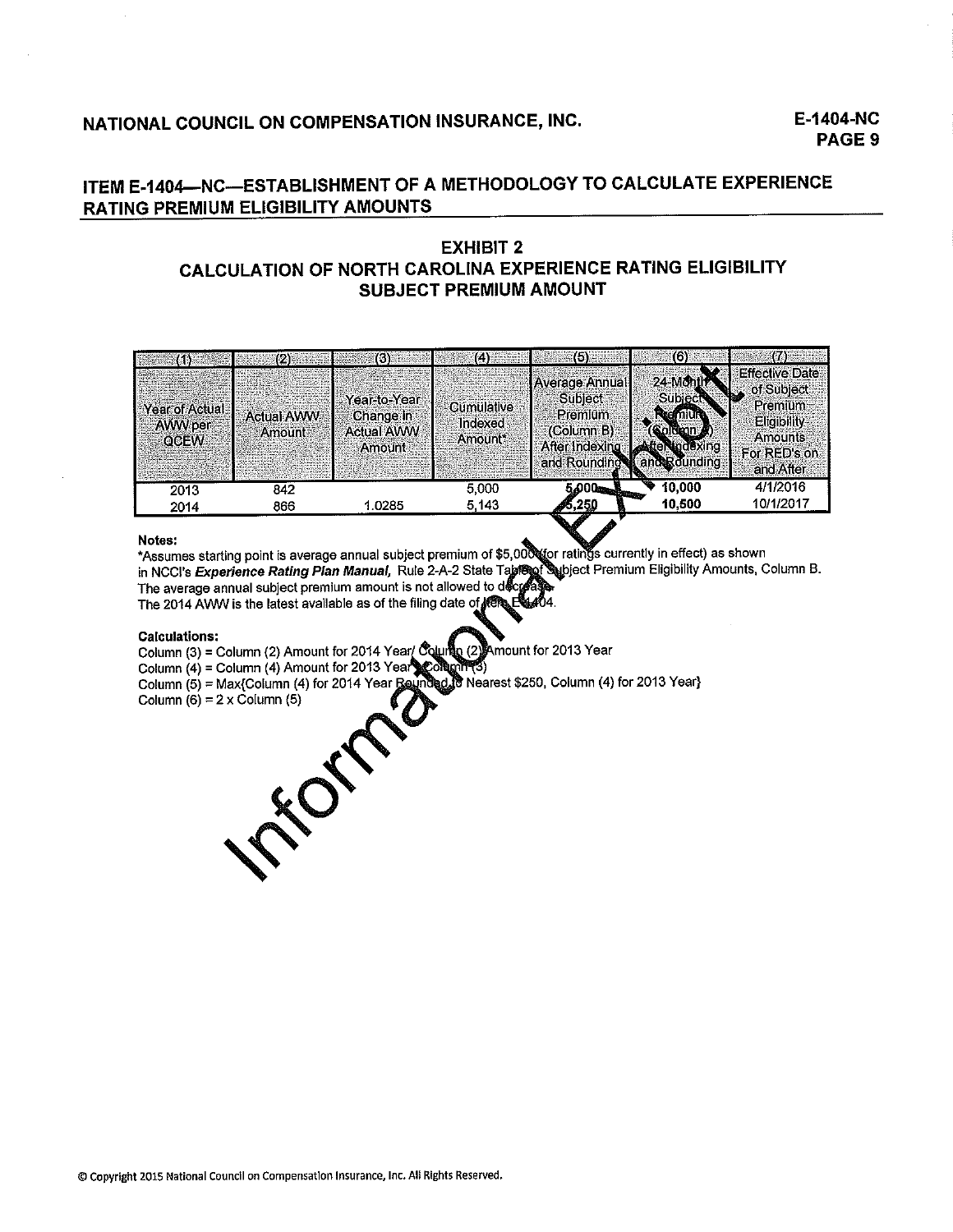## NATIONAL COUNCIL ON COMPENSATION INSURANCE, INC.

## ITEM E-1404—NC—ESTABLISHMENT OF A METHODOLOGY TO CALCULATE EXPERIENCE RATING PREMIUM ELIGIBILITY AMOUNTS

### EXHIBIT 2
### CALCULATION OF NORTH CAROLINA EXPERIENCE RATING ELIGIBILITY SUBJECT PREMIUM AMOUNT

| (1) | (2) | (3) | (4) | (5) | (6) | (7) |
|---|---|---|---|---|---|---|
| Year of Actual AWW per QCEW | Actual AWW Amount | Year-to-Year Change in Actual AWW Amount | Cumulative Indexed Amount* | Average Annual Subject Premium (Column B) After Indexing and Rounding | 24-Month Subject Premium (Column A) After Indexing and Rounding | Effective Date of Subject Premium Eligibility Amounts For RED's on and After |
| 2013 | 842 | | 5,000 | 5,000 | 10,000 | 4/1/2016 |
| 2014 | 866 | 1.0285 | 5,143 | 5,250 | 10,500 | 10/1/2017 |

**Notes:**

*Assumes starting point is average annual subject premium of $5,000 (for ratings currently in effect) as shown in NCCI's ***Experience Rating Plan Manual,*** Rule 2-A-2 State Table of Subject Premium Eligibility Amounts, Column B.
The average annual subject premium amount is not allowed to decrease.
The 2014 AWW is the latest available as of the filing date of Item E-1404.

**Calculations:**

Column (3) = Column (2) Amount for 2014 Year/ Column (2) Amount for 2013 Year
Column (4) = Column (4) Amount for 2013 Year x Column (3)
Column (5) = Max{Column (4) for 2014 Year Rounded to Nearest $250, Column (4) for 2013 Year}
Column (6) = 2 x Column (5)

Informational Exhibit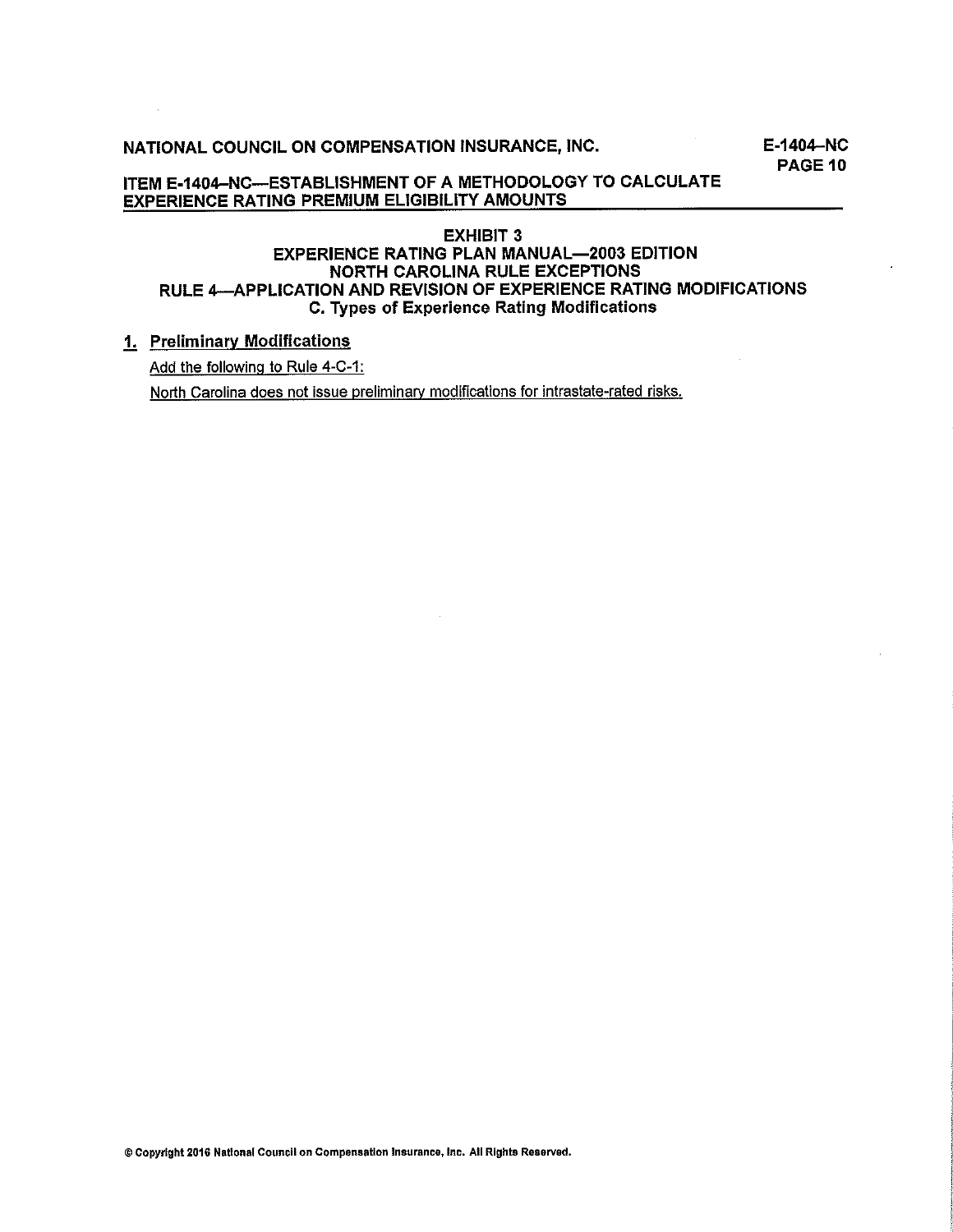EXHIBIT 3

EXPERIENCE RATING PLAN MANUAL—2003 EDITION

NORTH CAROLINA RULE EXCEPTIONS

RULE 4—APPLICATION AND REVISION OF EXPERIENCE RATING MODIFICATIONS

C. Types of Experience Rating Modifications

**1. Preliminary Modifications**

Add the following to Rule 4-C-1:

North Carolina does not issue preliminary modifications for intrastate-rated risks.